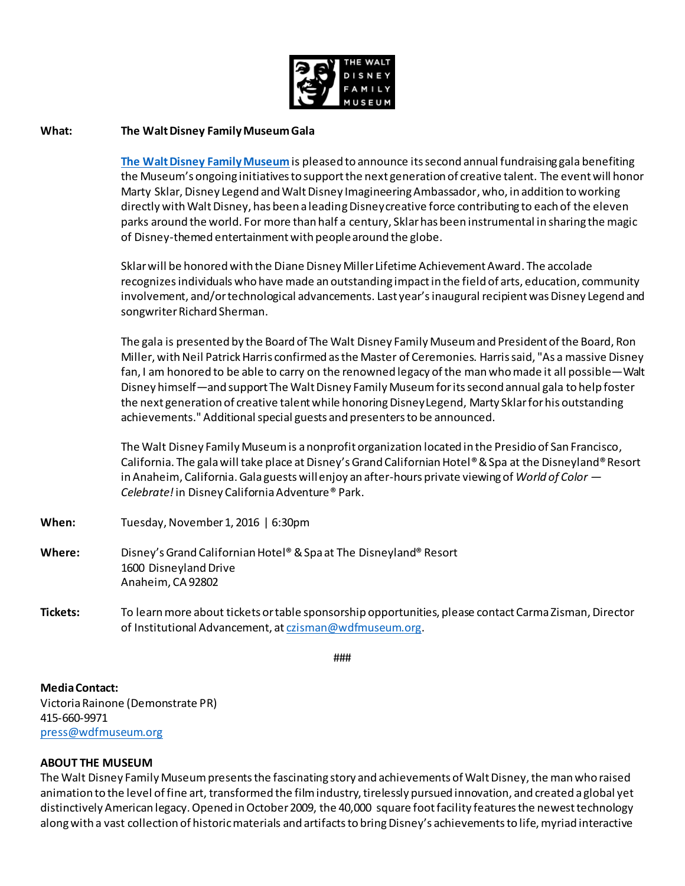**What:** **The Walt Disney Family Museum Gala**

[The Walt Disney Family Museum](#) is pleased to announce its second annual fundraising gala benefiting the Museum's ongoing initiatives to support the next generation of creative talent. The event will honor Marty Sklar, Disney Legend and Walt Disney Imagineering Ambassador, who, in addition to working directly with Walt Disney, has been a leading Disney creative force contributing to each of the eleven parks around the world. For more than half a century, Sklar has been instrumental in sharing the magic of Disney-themed entertainment with people around the globe.

Sklar will be honored with the Diane Disney Miller Lifetime Achievement Award. The accolade recognizes individuals who have made an outstanding impact in the field of arts, education, community involvement, and/or technological advancements. Last year's inaugural recipient was Disney Legend and songwriter Richard Sherman.

The gala is presented by the Board of The Walt Disney Family Museum and President of the Board, Ron Miller, with Neil Patrick Harris confirmed as the Master of Ceremonies. Harris said, "As a massive Disney fan, I am honored to be able to carry on the renowned legacy of the man who made it all possible—Walt Disney himself—and support The Walt Disney Family Museum for its second annual gala to help foster the next generation of creative talent while honoring Disney Legend, Marty Sklar for his outstanding achievements." Additional special guests and presenters to be announced.

The Walt Disney Family Museum is a nonprofit organization located in the Presidio of San Francisco, California. The gala will take place at Disney's Grand Californian Hotel® & Spa at the Disneyland® Resort in Anaheim, California. Gala guests will enjoy an after-hours private viewing of *World of Color — Celebrate!* in Disney California Adventure® Park.

**When:** Tuesday, November 1, 2016 | 6:30pm

**Where:** Disney's Grand Californian Hotel® & Spa at The Disneyland® Resort
1600 Disneyland Drive
Anaheim, CA 92802

**Tickets:** To learn more about tickets or table sponsorship opportunities, please contact Carma Zisman, Director of Institutional Advancement, at czisman@wdfmuseum.org.

###

**Media Contact:**
Victoria Rainone (Demonstrate PR)
415-660-9971
press@wdfmuseum.org

**ABOUT THE MUSEUM**

The Walt Disney Family Museum presents the fascinating story and achievements of Walt Disney, the man who raised animation to the level of fine art, transformed the film industry, tirelessly pursued innovation, and created a global yet distinctively American legacy. Opened in October 2009, the 40,000 square foot facility features the newest technology along with a vast collection of historic materials and artifacts to bring Disney's achievements to life, myriad interactive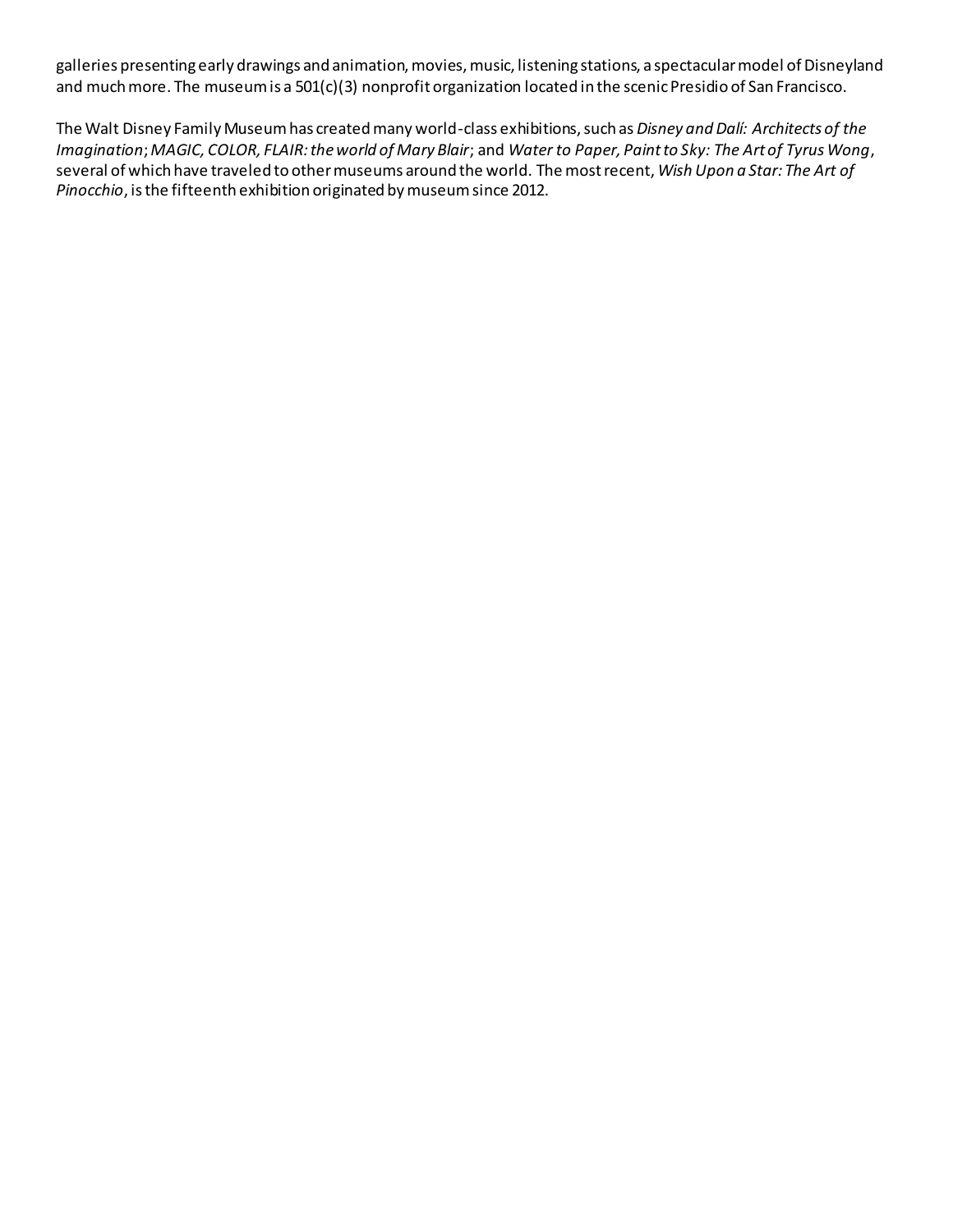galleries presenting early drawings and animation, movies, music, listening stations, a spectacular model of Disneyland and much more. The museum is a 501(c)(3) nonprofit organization located in the scenic Presidio of San Francisco.

The Walt Disney Family Museum has created many world-class exhibitions, such as *Disney and Dalí: Architects of the Imagination*; *MAGIC, COLOR, FLAIR: the world of Mary Blair*; and *Water to Paper, Paint to Sky: The Art of Tyrus Wong*, several of which have traveled to other museums around the world. The most recent, *Wish Upon a Star: The Art of Pinocchio*, is the fifteenth exhibition originated by museum since 2012.